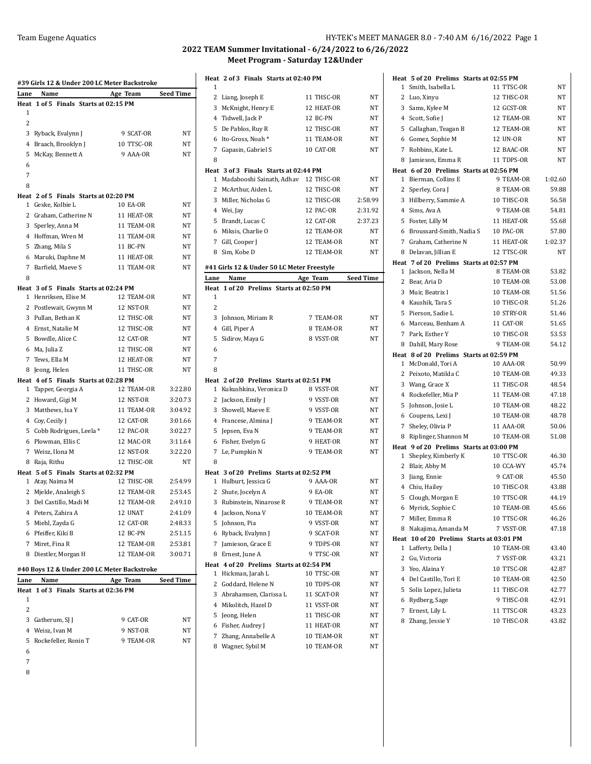## 2022 TEAM Summer Invitational - 6/24/2022 to 6/26/2022

### Meet Program - Saturday 12&Under

#### #39 Girls 12 & Under 200 LC Meter Backstroke

| Lane | Name | Age | Team | Seed Time |
|---|---|---|---|---|
| **Heat 1 of 5 Finals Starts at 02:15 PM** | | | | |
| 1 | | | | |
| 2 | | | | |
| 3 | Ryback, Evalynn J | 9 | SCAT-OR | NT |
| 4 | Braach, Brooklyn J | 10 | TTSC-OR | NT |
| 5 | McKay, Bennett A | 9 | AAA-OR | NT |
| 6 | | | | |
| 7 | | | | |
| 8 | | | | |
| **Heat 2 of 5 Finals Starts at 02:20 PM** | | | | |
| 1 | Geske, Kolbie L | 10 | EA-OR | NT |
| 2 | Graham, Catherine N | 11 | HEAT-OR | NT |
| 3 | Sperley, Anna M | 11 | TEAM-OR | NT |
| 4 | Hoffman, Wren M | 11 | TEAM-OR | NT |
| 5 | Zhang, Mila S | 11 | BC-PN | NT |
| 6 | Maruki, Daphne M | 11 | HEAT-OR | NT |
| 7 | Barfield, Maeve S | 11 | TEAM-OR | NT |
| 8 | | | | |
| **Heat 3 of 5 Finals Starts at 02:24 PM** | | | | |
| 1 | Henriksen, Elise M | 12 | TEAM-OR | NT |
| 2 | Postlewait, Gwynn M | 12 | NST-OR | NT |
| 3 | Pullan, Bethan K | 12 | THSC-OR | NT |
| 4 | Ernst, Natalie M | 12 | THSC-OR | NT |
| 5 | Bowdle, Alice C | 12 | CAT-OR | NT |
| 6 | Ma, Julia Z | 12 | THSC-OR | NT |
| 7 | Tews, Ella M | 12 | HEAT-OR | NT |
| 8 | Jeong, Helen | 11 | THSC-OR | NT |
| **Heat 4 of 5 Finals Starts at 02:28 PM** | | | | |
| 1 | Tapper, Georgia A | 12 | TEAM-OR | 3:22.80 |
| 2 | Howard, Gigi M | 12 | NST-OR | 3:20.73 |
| 3 | Matthews, Isa Y | 11 | TEAM-OR | 3:04.92 |
| 4 | Coy, Cecily J | 12 | CAT-OR | 3:01.66 |
| 5 | Cobb Rodrigues, Leela * | 12 | PAC-OR | 3:02.27 |
| 6 | Plowman, Ellis C | 12 | MAC-OR | 3:11.64 |
| 7 | Weisz, Ilona M | 12 | NST-OR | 3:22.20 |
| 8 | Raja, Rithu | 12 | THSC-OR | NT |
| **Heat 5 of 5 Finals Starts at 02:32 PM** | | | | |
| 1 | Atay, Naima M | 12 | THSC-OR | 2:54.99 |
| 2 | Mjelde, Analeigh S | 12 | TEAM-OR | 2:53.45 |
| 3 | Del Castillo, Madi M | 12 | TEAM-OR | 2:49.10 |
| 4 | Peters, Zahira A | 12 | UNAT | 2:41.09 |
| 5 | Miehl, Zayda G | 12 | CAT-OR | 2:48.33 |
| 6 | Pfeiffer, Kiki B | 12 | BC-PN | 2:51.15 |
| 7 | Miret, Fina R | 12 | TEAM-OR | 2:53.81 |
| 8 | Diestler, Morgan H | 12 | TEAM-OR | 3:00.71 |

#### #40 Boys 12 & Under 200 LC Meter Backstroke

| Lane | Name | Age | Team | Seed Time |
|---|---|---|---|---|
| **Heat 1 of 3 Finals Starts at 02:36 PM** | | | | |
| 1 | | | | |
| 2 | | | | |
| 3 | Gatherum, SJ J | 9 | CAT-OR | NT |
| 4 | Weisz, Ivan M | 9 | NST-OR | NT |
| 5 | Rockefeller, Ronin T | 9 | TEAM-OR | NT |
| 6 | | | | |
| 7 | | | | |
| 8 | | | | |
| **Heat 2 of 3 Finals Starts at 02:40 PM** | | | | |
| 1 | | | | |
| 2 | Liang, Joseph E | 11 | THSC-OR | NT |
| 3 | McKnight, Henry E | 12 | HEAT-OR | NT |
| 4 | Tidwell, Jack P | 12 | BC-PN | NT |
| 5 | De Pablos, Ruy R | 12 | THSC-OR | NT |
| 6 | Ito-Gross, Noah * | 11 | TEAM-OR | NT |
| 7 | Gapasin, Gabriel S | 10 | CAT-OR | NT |
| 8 | | | | |
| **Heat 3 of 3 Finals Starts at 02:44 PM** | | | | |
| 1 | Madabooshi Sainath, Adhav | 12 | THSC-OR | NT |
| 2 | McArthur, Aiden L | 12 | THSC-OR | NT |
| 3 | Miller, Nicholas G | 12 | THSC-OR | 2:58.99 |
| 4 | Wei, Jay | 12 | PAC-OR | 2:31.92 |
| 5 | Brandt, Lucas C | 12 | CAT-OR | 2:37.23 |
| 6 | Miksis, Charlie O | 12 | TEAM-OR | NT |
| 7 | Gill, Cooper J | 12 | TEAM-OR | NT |
| 8 | Sim, Kobe D | 12 | TEAM-OR | NT |

#### #41 Girls 12 & Under 50 LC Meter Freestyle

| Lane | Name | Age | Team | Seed Time |
|---|---|---|---|---|
| **Heat 1 of 20 Prelims Starts at 02:50 PM** | | | | |
| 1 | | | | |
| 2 | | | | |
| 3 | Johnson, Miriam R | 7 | TEAM-OR | NT |
| 4 | Gill, Piper A | 8 | TEAM-OR | NT |
| 5 | Sidirov, Maya G | 8 | VSST-OR | NT |
| 6 | | | | |
| 7 | | | | |
| 8 | | | | |
| **Heat 2 of 20 Prelims Starts at 02:51 PM** | | | | |
| 1 | Kukushkina, Veronica D | 8 | VSST-OR | NT |
| 2 | Jackson, Emily J | 9 | VSST-OR | NT |
| 3 | Showell, Maeve E | 9 | VSST-OR | NT |
| 4 | Francese, Almina J | 9 | TEAM-OR | NT |
| 5 | Jepsen, Eva N | 9 | TEAM-OR | NT |
| 6 | Fisher, Evelyn G | 9 | HEAT-OR | NT |
| 7 | Le, Pumpkin N | 9 | TEAM-OR | NT |
| 8 | | | | |
| **Heat 3 of 20 Prelims Starts at 02:52 PM** | | | | |
| 1 | Hulburt, Jessica G | 9 | AAA-OR | NT |
| 2 | Shute, Jocelyn A | 9 | EA-OR | NT |
| 3 | Rubinstein, Ninarose R | 9 | TEAM-OR | NT |
| 4 | Jackson, Nona V | 10 | TEAM-OR | NT |
| 5 | Johnson, Pia | 9 | VSST-OR | NT |
| 6 | Ryback, Evalynn J | 9 | SCAT-OR | NT |
| 7 | Jamieson, Grace E | 9 | TDPS-OR | NT |
| 8 | Ernest, June A | 9 | TTSC-OR | NT |
| **Heat 4 of 20 Prelims Starts at 02:54 PM** | | | | |
| 1 | Hickman, Jarah L | 10 | TTSC-OR | NT |
| 2 | Goddard, Helene N | 10 | TDPS-OR | NT |
| 3 | Abrahamsen, Clarissa L | 11 | SCAT-OR | NT |
| 4 | Mikolitch, Hazel D | 11 | VSST-OR | NT |
| 5 | Jeong, Helen | 11 | THSC-OR | NT |
| 6 | Fisher, Audrey J | 11 | HEAT-OR | NT |
| 7 | Zhang, Annabelle A | 10 | TEAM-OR | NT |
| 8 | Wagner, Sybil M | 10 | TEAM-OR | NT |
| **Heat 5 of 20 Prelims Starts at 02:55 PM** | | | | |
| 1 | Smith, Isabella L | 11 | TTSC-OR | NT |
| 2 | Luo, Xinyu | 12 | THSC-OR | NT |
| 3 | Sams, Kylee M | 12 | GCST-OR | NT |
| 4 | Scott, Sofie J | 12 | TEAM-OR | NT |
| 5 | Callaghan, Teagan B | 12 | TEAM-OR | NT |
| 6 | Gomez, Sophie M | 12 | UN-OR | NT |
| 7 | Robbins, Kate L | 12 | BAAC-OR | NT |
| 8 | Jamieson, Emma R | 11 | TDPS-OR | NT |
| **Heat 6 of 20 Prelims Starts at 02:56 PM** | | | | |
| 1 | Bierman, Collins E | 9 | TEAM-OR | 1:02.60 |
| 2 | Sperley, Cora J | 8 | TEAM-OR | 59.88 |
| 3 | Hillberry, Sammie A | 10 | THSC-OR | 56.58 |
| 4 | Sims, Ava A | 9 | TEAM-OR | 54.81 |
| 5 | Foster, Lilly M | 11 | HEAT-OR | 55.68 |
| 6 | Broussard-Smith, Nadia S | 10 | PAC-OR | 57.80 |
| 7 | Graham, Catherine N | 11 | HEAT-OR | 1:02.37 |
| 8 | Delavan, Jillian E | 12 | TTSC-OR | NT |
| **Heat 7 of 20 Prelims Starts at 02:57 PM** | | | | |
| 1 | Jackson, Nella M | 8 | TEAM-OR | 53.82 |
| 2 | Bear, Aria D | 10 | TEAM-OR | 53.08 |
| 3 | Muir, Beatrix I | 10 | TEAM-OR | 51.56 |
| 4 | Kaushik, Tara S | 10 | THSC-OR | 51.26 |
| 5 | Pierson, Sadie L | 10 | STRY-OR | 51.46 |
| 6 | Marceau, Benham A | 11 | CAT-OR | 51.65 |
| 7 | Park, Esther Y | 10 | THSC-OR | 53.53 |
| 8 | Dahill, Mary Rose | 9 | TEAM-OR | 54.12 |
| **Heat 8 of 20 Prelims Starts at 02:59 PM** | | | | |
| 1 | McDonald, Tori A | 10 | AAA-OR | 50.99 |
| 2 | Peixoto, Matilda C | 10 | TEAM-OR | 49.33 |
| 3 | Wang, Grace X | 11 | THSC-OR | 48.54 |
| 4 | Rockefeller, Mia P | 11 | TEAM-OR | 47.18 |
| 5 | Johnson, Josie L | 10 | TEAM-OR | 48.22 |
| 6 | Coupens, Lexi J | 10 | TEAM-OR | 48.78 |
| 7 | Sheley, Olivia P | 11 | AAA-OR | 50.06 |
| 8 | Riplinger, Shannon M | 10 | TEAM-OR | 51.08 |
| **Heat 9 of 20 Prelims Starts at 03:00 PM** | | | | |
| 1 | Shepley, Kimberly K | 10 | TTSC-OR | 46.30 |
| 2 | Blair, Abby M | 10 | CCA-WY | 45.74 |
| 3 | Jiang, Ennie | 9 | CAT-OR | 45.50 |
| 4 | Chiu, Hailey | 10 | THSC-OR | 43.88 |
| 5 | Clough, Morgan E | 10 | TTSC-OR | 44.19 |
| 6 | Myrick, Sophie C | 10 | TEAM-OR | 45.66 |
| 7 | Miller, Emma R | 10 | TTSC-OR | 46.26 |
| 8 | Nakajima, Amanda M | 7 | VSST-OR | 47.18 |
| **Heat 10 of 20 Prelims Starts at 03:01 PM** | | | | |
| 1 | Lafferty, Della J | 10 | TEAM-OR | 43.40 |
| 2 | Gu, Victoria | 7 | VSST-OR | 43.21 |
| 3 | Yeo, Alaina Y | 10 | TTSC-OR | 42.87 |
| 4 | Del Castillo, Tori E | 10 | TEAM-OR | 42.50 |
| 5 | Solis Lopez, Julieta | 11 | THSC-OR | 42.77 |
| 6 | Rydberg, Sage | 9 | THSC-OR | 42.91 |
| 7 | Ernest, Lily L | 11 | TTSC-OR | 43.23 |
| 8 | Zhang, Jessie Y | 10 | THSC-OR | 43.82 |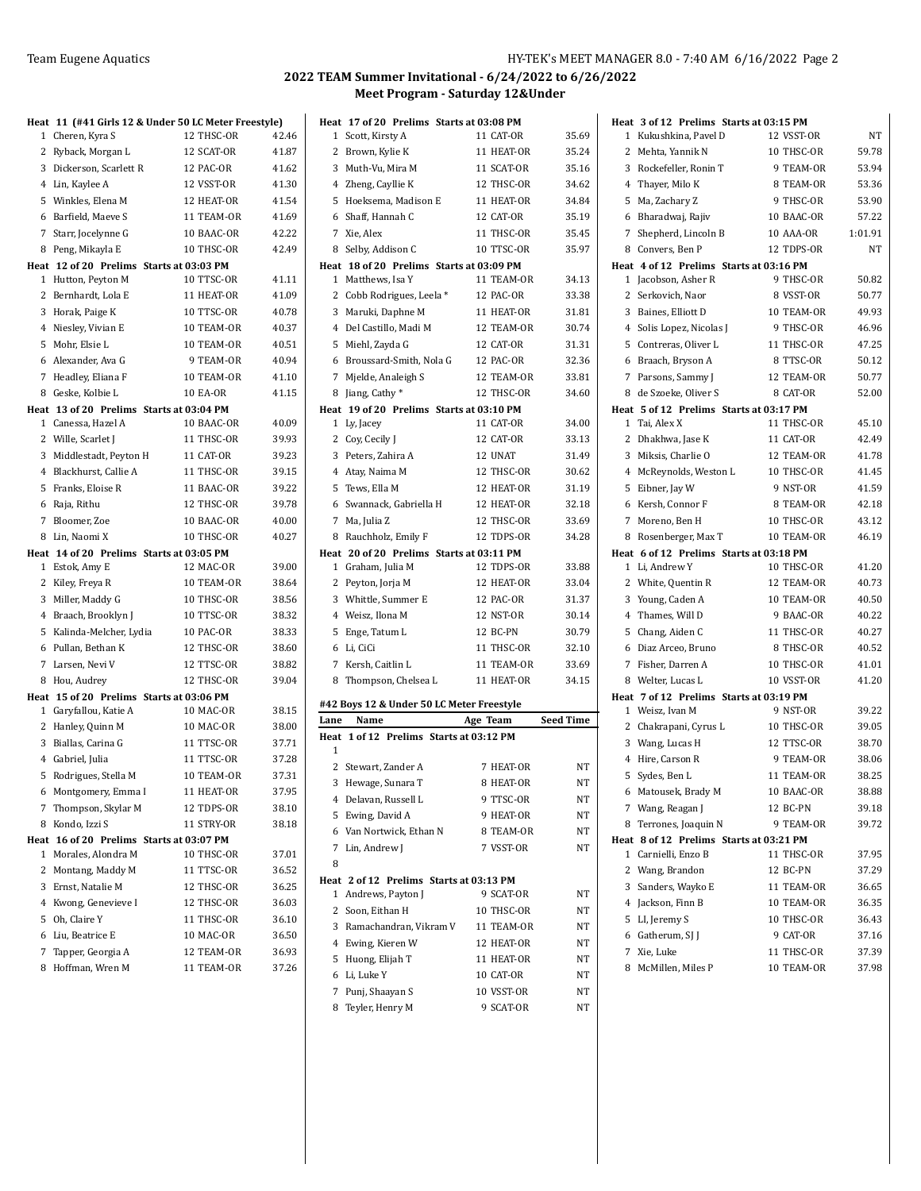## 2022 TEAM Summer Invitational - 6/24/2022 to 6/26/2022
### Meet Program - Saturday 12&Under

**Heat 11 (#41 Girls 12 & Under 50 LC Meter Freestyle)**

| Lane | Name | Age | Team | Seed Time |
|---|---|---|---|---|
| 1 | Cheren, Kyra S | 12 | THSC-OR | 42.46 |
| 2 | Ryback, Morgan L | 12 | SCAT-OR | 41.87 |
| 3 | Dickerson, Scarlett R | 12 | PAC-OR | 41.62 |
| 4 | Lin, Kaylee A | 12 | VSST-OR | 41.30 |
| 5 | Winkles, Elena M | 12 | HEAT-OR | 41.54 |
| 6 | Barfield, Maeve S | 11 | TEAM-OR | 41.69 |
| 7 | Starr, Jocelynne G | 10 | BAAC-OR | 42.22 |
| 8 | Peng, Mikayla E | 10 | THSC-OR | 42.49 |

**Heat 12 of 20 Prelims Starts at 03:03 PM**

| Lane | Name | Age | Team | Seed Time |
|---|---|---|---|---|
| 1 | Hutton, Peyton M | 10 | TTSC-OR | 41.11 |
| 2 | Bernhardt, Lola E | 11 | HEAT-OR | 41.09 |
| 3 | Horak, Paige K | 10 | TTSC-OR | 40.78 |
| 4 | Niesley, Vivian E | 10 | TEAM-OR | 40.37 |
| 5 | Mohr, Elsie L | 10 | TEAM-OR | 40.51 |
| 6 | Alexander, Ava G | 9 | TEAM-OR | 40.94 |
| 7 | Headley, Eliana F | 10 | TEAM-OR | 41.10 |
| 8 | Geske, Kolbie L | 10 | EA-OR | 41.15 |

**Heat 13 of 20 Prelims Starts at 03:04 PM**

| Lane | Name | Age | Team | Seed Time |
|---|---|---|---|---|
| 1 | Canessa, Hazel A | 10 | BAAC-OR | 40.09 |
| 2 | Wille, Scarlet J | 11 | THSC-OR | 39.93 |
| 3 | Middlestadt, Peyton H | 11 | CAT-OR | 39.23 |
| 4 | Blackhurst, Callie A | 11 | THSC-OR | 39.15 |
| 5 | Franks, Eloise R | 11 | BAAC-OR | 39.22 |
| 6 | Raja, Rithu | 12 | THSC-OR | 39.78 |
| 7 | Bloomer, Zoe | 10 | BAAC-OR | 40.00 |
| 8 | Lin, Naomi X | 10 | THSC-OR | 40.27 |

**Heat 14 of 20 Prelims Starts at 03:05 PM**

| Lane | Name | Age | Team | Seed Time |
|---|---|---|---|---|
| 1 | Estok, Amy E | 12 | MAC-OR | 39.00 |
| 2 | Kiley, Freya R | 10 | TEAM-OR | 38.64 |
| 3 | Miller, Maddy G | 10 | THSC-OR | 38.56 |
| 4 | Braach, Brooklyn J | 10 | TTSC-OR | 38.32 |
| 5 | Kalinda-Melcher, Lydia | 10 | PAC-OR | 38.33 |
| 6 | Pullan, Bethan K | 12 | THSC-OR | 38.60 |
| 7 | Larsen, Nevi V | 12 | TTSC-OR | 38.82 |
| 8 | Hou, Audrey | 12 | THSC-OR | 39.04 |

**Heat 15 of 20 Prelims Starts at 03:06 PM**

| Lane | Name | Age | Team | Seed Time |
|---|---|---|---|---|
| 1 | Garyfallou, Katie A | 10 | MAC-OR | 38.15 |
| 2 | Hanley, Quinn M | 10 | MAC-OR | 38.00 |
| 3 | Biallas, Carina G | 11 | TTSC-OR | 37.71 |
| 4 | Gabriel, Julia | 11 | TTSC-OR | 37.28 |
| 5 | Rodrigues, Stella M | 10 | TEAM-OR | 37.31 |
| 6 | Montgomery, Emma I | 11 | HEAT-OR | 37.95 |
| 7 | Thompson, Skylar M | 12 | TDPS-OR | 38.10 |
| 8 | Kondo, Izzi S | 11 | STRY-OR | 38.18 |

**Heat 16 of 20 Prelims Starts at 03:07 PM**

| Lane | Name | Age | Team | Seed Time |
|---|---|---|---|---|
| 1 | Morales, Alondra M | 10 | THSC-OR | 37.01 |
| 2 | Montang, Maddy M | 11 | TTSC-OR | 36.52 |
| 3 | Ernst, Natalie M | 12 | THSC-OR | 36.25 |
| 4 | Kwong, Genevieve I | 12 | THSC-OR | 36.03 |
| 5 | Oh, Claire Y | 11 | THSC-OR | 36.10 |
| 6 | Liu, Beatrice E | 10 | MAC-OR | 36.50 |
| 7 | Tapper, Georgia A | 12 | TEAM-OR | 36.93 |
| 8 | Hoffman, Wren M | 11 | TEAM-OR | 37.26 |

**Heat 17 of 20 Prelims Starts at 03:08 PM**

| Lane | Name | Age | Team | Seed Time |
|---|---|---|---|---|
| 1 | Scott, Kirsty A | 11 | CAT-OR | 35.69 |
| 2 | Brown, Kylie K | 11 | HEAT-OR | 35.24 |
| 3 | Muth-Vu, Mira M | 11 | SCAT-OR | 35.16 |
| 4 | Zheng, Cayllie K | 12 | THSC-OR | 34.62 |
| 5 | Hoeksema, Madison E | 11 | HEAT-OR | 34.84 |
| 6 | Shaff, Hannah C | 12 | CAT-OR | 35.19 |
| 7 | Xie, Alex | 11 | THSC-OR | 35.45 |
| 8 | Selby, Addison C | 10 | TTSC-OR | 35.97 |

**Heat 18 of 20 Prelims Starts at 03:09 PM**

| Lane | Name | Age | Team | Seed Time |
|---|---|---|---|---|
| 1 | Matthews, Isa Y | 11 | TEAM-OR | 34.13 |
| 2 | Cobb Rodrigues, Leela * | 12 | PAC-OR | 33.38 |
| 3 | Maruki, Daphne M | 11 | HEAT-OR | 31.81 |
| 4 | Del Castillo, Madi M | 12 | TEAM-OR | 30.74 |
| 5 | Miehl, Zayda G | 12 | CAT-OR | 31.31 |
| 6 | Broussard-Smith, Nola G | 12 | PAC-OR | 32.36 |
| 7 | Mjelde, Analeigh S | 12 | TEAM-OR | 33.81 |
| 8 | Jiang, Cathy * | 12 | THSC-OR | 34.60 |

**Heat 19 of 20 Prelims Starts at 03:10 PM**

| Lane | Name | Age | Team | Seed Time |
|---|---|---|---|---|
| 1 | Ly, Jacey | 11 | CAT-OR | 34.00 |
| 2 | Coy, Cecily J | 12 | CAT-OR | 33.13 |
| 3 | Peters, Zahira A | 12 | UNAT | 31.49 |
| 4 | Atay, Naima M | 12 | THSC-OR | 30.62 |
| 5 | Tews, Ella M | 12 | HEAT-OR | 31.19 |
| 6 | Swannack, Gabriella H | 12 | HEAT-OR | 32.18 |
| 7 | Ma, Julia Z | 12 | THSC-OR | 33.69 |
| 8 | Rauchholz, Emily F | 12 | TDPS-OR | 34.28 |

**Heat 20 of 20 Prelims Starts at 03:11 PM**

| Lane | Name | Age | Team | Seed Time |
|---|---|---|---|---|
| 1 | Graham, Julia M | 12 | TDPS-OR | 33.88 |
| 2 | Peyton, Jorja M | 12 | HEAT-OR | 33.04 |
| 3 | Whittle, Summer E | 12 | PAC-OR | 31.37 |
| 4 | Weisz, Ilona M | 12 | NST-OR | 30.14 |
| 5 | Enge, Tatum L | 12 | BC-PN | 30.79 |
| 6 | Li, CiCi | 11 | THSC-OR | 32.10 |
| 7 | Kersh, Caitlin L | 11 | TEAM-OR | 33.69 |
| 8 | Thompson, Chelsea L | 11 | HEAT-OR | 34.15 |

### #42 Boys 12 & Under 50 LC Meter Freestyle

**Heat 1 of 12 Prelims Starts at 03:12 PM**

| Lane | Name | Age | Team | Seed Time |
|---|---|---|---|---|
| 1 | | | | |
| 2 | Stewart, Zander A | 7 | HEAT-OR | NT |
| 3 | Hewage, Sunara T | 8 | HEAT-OR | NT |
| 4 | Delavan, Russell L | 9 | TTSC-OR | NT |
| 5 | Ewing, David A | 9 | HEAT-OR | NT |
| 6 | Van Nortwick, Ethan N | 8 | TEAM-OR | NT |
| 7 | Lin, Andrew J | 7 | VSST-OR | NT |
| 8 | | | | |

**Heat 2 of 12 Prelims Starts at 03:13 PM**

| Lane | Name | Age | Team | Seed Time |
|---|---|---|---|---|
| 1 | Andrews, Payton J | 9 | SCAT-OR | NT |
| 2 | Soon, Eithan H | 10 | THSC-OR | NT |
| 3 | Ramachandran, Vikram V | 11 | TEAM-OR | NT |
| 4 | Ewing, Kieren W | 12 | HEAT-OR | NT |
| 5 | Huong, Elijah T | 11 | HEAT-OR | NT |
| 6 | Li, Luke Y | 10 | CAT-OR | NT |
| 7 | Punj, Shaayan S | 10 | VSST-OR | NT |
| 8 | Teyler, Henry M | 9 | SCAT-OR | NT |

**Heat 3 of 12 Prelims Starts at 03:15 PM**

| Lane | Name | Age | Team | Seed Time |
|---|---|---|---|---|
| 1 | Kukushkina, Pavel D | 12 | VSST-OR | NT |
| 2 | Mehta, Yannik N | 10 | THSC-OR | 59.78 |
| 3 | Rockefeller, Ronin T | 9 | TEAM-OR | 53.94 |
| 4 | Thayer, Milo K | 8 | TEAM-OR | 53.36 |
| 5 | Ma, Zachary Z | 9 | THSC-OR | 53.90 |
| 6 | Bharadwaj, Rajiv | 10 | BAAC-OR | 57.22 |
| 7 | Shepherd, Lincoln B | 10 | AAA-OR | 1:01.91 |
| 8 | Convers, Ben P | 12 | TDPS-OR | NT |

**Heat 4 of 12 Prelims Starts at 03:16 PM**

| Lane | Name | Age | Team | Seed Time |
|---|---|---|---|---|
| 1 | Jacobson, Asher R | 9 | THSC-OR | 50.82 |
| 2 | Serkovich, Naor | 8 | VSST-OR | 50.77 |
| 3 | Baines, Elliott D | 10 | TEAM-OR | 49.93 |
| 4 | Solis Lopez, Nicolas J | 9 | THSC-OR | 46.96 |
| 5 | Contreras, Oliver L | 11 | THSC-OR | 47.25 |
| 6 | Braach, Bryson A | 8 | TTSC-OR | 50.12 |
| 7 | Parsons, Sammy J | 12 | TEAM-OR | 50.77 |
| 8 | de Szoeke, Oliver S | 8 | CAT-OR | 52.00 |

**Heat 5 of 12 Prelims Starts at 03:17 PM**

| Lane | Name | Age | Team | Seed Time |
|---|---|---|---|---|
| 1 | Tai, Alex X | 11 | THSC-OR | 45.10 |
| 2 | Dhakhwa, Jase K | 11 | CAT-OR | 42.49 |
| 3 | Miksis, Charlie O | 12 | TEAM-OR | 41.78 |
| 4 | McReynolds, Weston L | 10 | THSC-OR | 41.45 |
| 5 | Eibner, Jay W | 9 | NST-OR | 41.59 |
| 6 | Kersh, Connor F | 8 | TEAM-OR | 42.18 |
| 7 | Moreno, Ben H | 10 | THSC-OR | 43.12 |
| 8 | Rosenberger, Max T | 10 | TEAM-OR | 46.19 |

**Heat 6 of 12 Prelims Starts at 03:18 PM**

| Lane | Name | Age | Team | Seed Time |
|---|---|---|---|---|
| 1 | Li, Andrew Y | 10 | THSC-OR | 41.20 |
| 2 | White, Quentin R | 12 | TEAM-OR | 40.73 |
| 3 | Young, Caden A | 10 | TEAM-OR | 40.50 |
| 4 | Thames, Will D | 9 | BAAC-OR | 40.22 |
| 5 | Chang, Aiden C | 11 | THSC-OR | 40.27 |
| 6 | Diaz Arceo, Bruno | 8 | THSC-OR | 40.52 |
| 7 | Fisher, Darren A | 10 | THSC-OR | 41.01 |
| 8 | Welter, Lucas L | 10 | VSST-OR | 41.20 |

**Heat 7 of 12 Prelims Starts at 03:19 PM**

| Lane | Name | Age | Team | Seed Time |
|---|---|---|---|---|
| 1 | Weisz, Ivan M | 9 | NST-OR | 39.22 |
| 2 | Chakrapani, Cyrus L | 10 | THSC-OR | 39.05 |
| 3 | Wang, Lucas H | 12 | TTSC-OR | 38.70 |
| 4 | Hire, Carson R | 9 | TEAM-OR | 38.06 |
| 5 | Sydes, Ben L | 11 | TEAM-OR | 38.25 |
| 6 | Matousek, Brady M | 10 | BAAC-OR | 38.88 |
| 7 | Wang, Reagan J | 12 | BC-PN | 39.18 |
| 8 | Terrones, Joaquin N | 9 | TEAM-OR | 39.72 |

**Heat 8 of 12 Prelims Starts at 03:21 PM**

| Lane | Name | Age | Team | Seed Time |
|---|---|---|---|---|
| 1 | Carnielli, Enzo B | 11 | THSC-OR | 37.95 |
| 2 | Wang, Brandon | 12 | BC-PN | 37.29 |
| 3 | Sanders, Wayko E | 11 | TEAM-OR | 36.65 |
| 4 | Jackson, Finn B | 10 | TEAM-OR | 36.35 |
| 5 | LI, Jeremy S | 10 | THSC-OR | 36.43 |
| 6 | Gatherum, SJ J | 9 | CAT-OR | 37.16 |
| 7 | Xie, Luke | 11 | THSC-OR | 37.39 |
| 8 | McMillen, Miles P | 10 | TEAM-OR | 37.98 |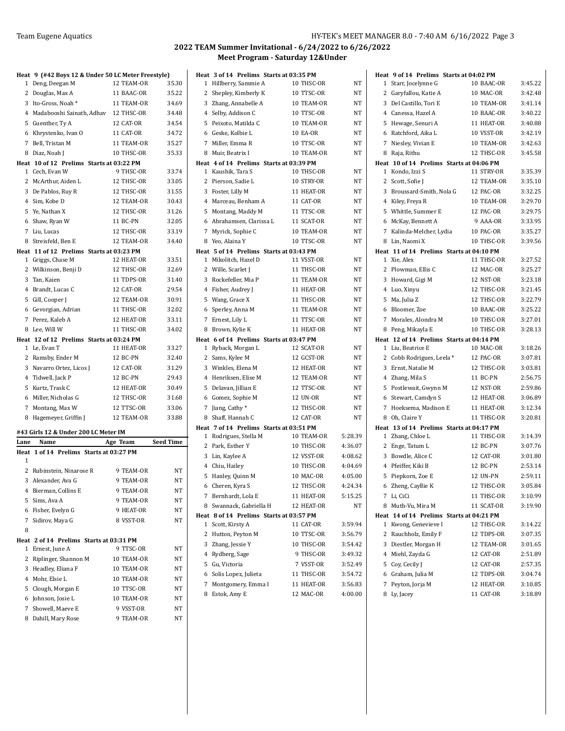## 2022 TEAM Summer Invitational - 6/24/2022 to 6/26/2022
### Meet Program - Saturday 12&Under

**Heat 9 (#42 Boys 12 & Under 50 LC Meter Freestyle)**

| Lane | Name | Age | Team | Seed Time |
|---|---|---|---|---|
| 1 | Deng, Deegan M | 12 | TEAM-OR | 35.30 |
| 2 | Douglas, Max A | 11 | BAAC-OR | 35.22 |
| 3 | Ito-Gross, Noah * | 11 | TEAM-OR | 34.69 |
| 4 | Madabooshi Sainath, Adhav | 12 | THSC-OR | 34.48 |
| 5 | Guenther, Ty A | 12 | CAT-OR | 34.54 |
| 6 | Khrystenko, Ivan O | 11 | CAT-OR | 34.72 |
| 7 | Bell, Tristan M | 11 | TEAM-OR | 35.27 |
| 8 | Diaz, Noah J | 10 | THSC-OR | 35.33 |

**Heat 10 of 12 Prelims Starts at 03:22 PM**

| Lane | Name | Age | Team | Seed Time |
|---|---|---|---|---|
| 1 | Cech, Evan W | 9 | THSC-OR | 33.74 |
| 2 | McArthur, Aiden L | 12 | THSC-OR | 33.05 |
| 3 | De Pablos, Ruy R | 12 | THSC-OR | 31.55 |
| 4 | Sim, Kobe D | 12 | TEAM-OR | 30.43 |
| 5 | Ye, Nathan X | 12 | THSC-OR | 31.26 |
| 6 | Shaw, Ryan W | 11 | BC-PN | 32.05 |
| 7 | Liu, Lucas | 12 | THSC-OR | 33.19 |
| 8 | Streisfeld, Ben E | 12 | TEAM-OR | 34.40 |

**Heat 11 of 12 Prelims Starts at 03:23 PM**

| Lane | Name | Age | Team | Seed Time |
|---|---|---|---|---|
| 1 | Griggs, Chase M | 12 | HEAT-OR | 33.51 |
| 2 | Wilkinson, Benji D | 12 | THSC-OR | 32.69 |
| 3 | Tan, Kaien | 11 | TDPS-OR | 31.40 |
| 4 | Brandt, Lucas C | 12 | CAT-OR | 29.54 |
| 5 | Gill, Cooper J | 12 | TEAM-OR | 30.91 |
| 6 | Gevorgian, Adrian | 11 | THSC-OR | 32.02 |
| 7 | Perez, Kaleb A | 12 | HEAT-OR | 33.11 |
| 8 | Lee, Will W | 11 | THSC-OR | 34.02 |

**Heat 12 of 12 Prelims Starts at 03:24 PM**

| Lane | Name | Age | Team | Seed Time |
|---|---|---|---|---|
| 1 | Le, Evan T | 11 | HEAT-OR | 33.27 |
| 2 | Ramsby, Ender M | 12 | BC-PN | 32.40 |
| 3 | Navarro Ortez, Licos J | 12 | CAT-OR | 31.29 |
| 4 | Tidwell, Jack P | 12 | BC-PN | 29.43 |
| 5 | Kurtz, Trask C | 12 | HEAT-OR | 30.49 |
| 6 | Miller, Nicholas G | 12 | THSC-OR | 31.68 |
| 7 | Montang, Max W | 12 | TTSC-OR | 33.06 |
| 8 | Hagemeyer, Griffin J | 12 | TEAM-OR | 33.88 |

### #43 Girls 12 & Under 200 LC Meter IM

**Heat 1 of 14 Prelims Starts at 03:27 PM**

| Lane | Name | Age | Team | Seed Time |
|---|---|---|---|---|
| 1 | | | | |
| 2 | Rubinstein, Ninarose R | 9 | TEAM-OR | NT |
| 3 | Alexander, Ava G | 9 | TEAM-OR | NT |
| 4 | Bierman, Collins E | 9 | TEAM-OR | NT |
| 5 | Sims, Ava A | 9 | TEAM-OR | NT |
| 6 | Fisher, Evelyn G | 9 | HEAT-OR | NT |
| 7 | Sidirov, Maya G | 8 | VSST-OR | NT |
| 8 | | | | |

**Heat 2 of 14 Prelims Starts at 03:31 PM**

| Lane | Name | Age | Team | Seed Time |
|---|---|---|---|---|
| 1 | Ernest, June A | 9 | TTSC-OR | NT |
| 2 | Riplinger, Shannon M | 10 | TEAM-OR | NT |
| 3 | Headley, Eliana F | 10 | TEAM-OR | NT |
| 4 | Mohr, Elsie L | 10 | TEAM-OR | NT |
| 5 | Clough, Morgan E | 10 | TTSC-OR | NT |
| 6 | Johnson, Josie L | 10 | TEAM-OR | NT |
| 7 | Showell, Maeve E | 9 | VSST-OR | NT |
| 8 | Dahill, Mary Rose | 9 | TEAM-OR | NT |

**Heat 3 of 14 Prelims Starts at 03:35 PM**

| Lane | Name | Age | Team | Seed Time |
|---|---|---|---|---|
| 1 | Hillberry, Sammie A | 10 | THSC-OR | NT |
| 2 | Shepley, Kimberly K | 10 | TTSC-OR | NT |
| 3 | Zhang, Annabelle A | 10 | TEAM-OR | NT |
| 4 | Selby, Addison C | 10 | TTSC-OR | NT |
| 5 | Peixoto, Matilda C | 10 | TEAM-OR | NT |
| 6 | Geske, Kolbie L | 10 | EA-OR | NT |
| 7 | Miller, Emma R | 10 | TTSC-OR | NT |
| 8 | Muir, Beatrix I | 10 | TEAM-OR | NT |

**Heat 4 of 14 Prelims Starts at 03:39 PM**

| Lane | Name | Age | Team | Seed Time |
|---|---|---|---|---|
| 1 | Kaushik, Tara S | 10 | THSC-OR | NT |
| 2 | Pierson, Sadie L | 10 | STRY-OR | NT |
| 3 | Foster, Lilly M | 11 | HEAT-OR | NT |
| 4 | Marceau, Benham A | 11 | CAT-OR | NT |
| 5 | Montang, Maddy M | 11 | TTSC-OR | NT |
| 6 | Abrahamsen, Clarissa L | 11 | SCAT-OR | NT |
| 7 | Myrick, Sophie C | 10 | TEAM-OR | NT |
| 8 | Yeo, Alaina Y | 10 | TTSC-OR | NT |

**Heat 5 of 14 Prelims Starts at 03:43 PM**

| Lane | Name | Age | Team | Seed Time |
|---|---|---|---|---|
| 1 | Mikolitch, Hazel D | 11 | VSST-OR | NT |
| 2 | Wille, Scarlet J | 11 | THSC-OR | NT |
| 3 | Rockefeller, Mia P | 11 | TEAM-OR | NT |
| 4 | Fisher, Audrey J | 11 | HEAT-OR | NT |
| 5 | Wang, Grace X | 11 | THSC-OR | NT |
| 6 | Sperley, Anna M | 11 | TEAM-OR | NT |
| 7 | Ernest, Lily L | 11 | TTSC-OR | NT |
| 8 | Brown, Kylie K | 11 | HEAT-OR | NT |

**Heat 6 of 14 Prelims Starts at 03:47 PM**

| Lane | Name | Age | Team | Seed Time |
|---|---|---|---|---|
| 1 | Ryback, Morgan L | 12 | SCAT-OR | NT |
| 2 | Sams, Kylee M | 12 | GCST-OR | NT |
| 3 | Winkles, Elena M | 12 | HEAT-OR | NT |
| 4 | Henriksen, Elise M | 12 | TEAM-OR | NT |
| 5 | Delavan, Jillian E | 12 | TTSC-OR | NT |
| 6 | Gomez, Sophie M | 12 | UN-OR | NT |
| 7 | Jiang, Cathy * | 12 | THSC-OR | NT |
| 8 | Shaff, Hannah C | 12 | CAT-OR | NT |

**Heat 7 of 14 Prelims Starts at 03:51 PM**

| Lane | Name | Age | Team | Seed Time |
|---|---|---|---|---|
| 1 | Rodrigues, Stella M | 10 | TEAM-OR | 5:28.39 |
| 2 | Park, Esther Y | 10 | THSC-OR | 4:36.07 |
| 3 | Lin, Kaylee A | 12 | VSST-OR | 4:08.62 |
| 4 | Chiu, Hailey | 10 | THSC-OR | 4:04.69 |
| 5 | Hanley, Quinn M | 10 | MAC-OR | 4:05.00 |
| 6 | Cheren, Kyra S | 12 | THSC-OR | 4:24.34 |
| 7 | Bernhardt, Lola E | 11 | HEAT-OR | 5:15.25 |
| 8 | Swannack, Gabriella H | 12 | HEAT-OR | NT |

**Heat 8 of 14 Prelims Starts at 03:57 PM**

| Lane | Name | Age | Team | Seed Time |
|---|---|---|---|---|
| 1 | Scott, Kirsty A | 11 | CAT-OR | 3:59.94 |
| 2 | Hutton, Peyton M | 10 | TTSC-OR | 3:56.79 |
| 3 | Zhang, Jessie Y | 10 | THSC-OR | 3:54.42 |
| 4 | Rydberg, Sage | 9 | THSC-OR | 3:49.32 |
| 5 | Gu, Victoria | 7 | VSST-OR | 3:52.49 |
| 6 | Solis Lopez, Julieta | 11 | THSC-OR | 3:54.72 |
| 7 | Montgomery, Emma I | 11 | HEAT-OR | 3:56.83 |
| 8 | Estok, Amy E | 12 | MAC-OR | 4:00.00 |

**Heat 9 of 14 Prelims Starts at 04:02 PM**

| Lane | Name | Age | Team | Seed Time |
|---|---|---|---|---|
| 1 | Starr, Jocelynne G | 10 | BAAC-OR | 3:45.22 |
| 2 | Garyfallou, Katie A | 10 | MAC-OR | 3:42.48 |
| 3 | Del Castillo, Tori E | 10 | TEAM-OR | 3:41.14 |
| 4 | Canessa, Hazel A | 10 | BAAC-OR | 3:40.22 |
| 5 | Hewage, Senuri A | 11 | HEAT-OR | 3:40.88 |
| 6 | Ratchford, Aika L | 10 | VSST-OR | 3:42.19 |
| 7 | Niesley, Vivian E | 10 | TEAM-OR | 3:42.63 |
| 8 | Raja, Rithu | 12 | THSC-OR | 3:45.58 |

**Heat 10 of 14 Prelims Starts at 04:06 PM**

| Lane | Name | Age | Team | Seed Time |
|---|---|---|---|---|
| 1 | Kondo, Izzi S | 11 | STRY-OR | 3:35.39 |
| 2 | Scott, Sofie J | 12 | TEAM-OR | 3:35.10 |
| 3 | Broussard-Smith, Nola G | 12 | PAC-OR | 3:32.25 |
| 4 | Kiley, Freya R | 10 | TEAM-OR | 3:29.70 |
| 5 | Whittle, Summer E | 12 | PAC-OR | 3:29.75 |
| 6 | McKay, Bennett A | 9 | AAA-OR | 3:33.95 |
| 7 | Kalinda-Melcher, Lydia | 10 | PAC-OR | 3:35.27 |
| 8 | Lin, Naomi X | 10 | THSC-OR | 3:39.56 |

**Heat 11 of 14 Prelims Starts at 04:10 PM**

| Lane | Name | Age | Team | Seed Time |
|---|---|---|---|---|
| 1 | Xie, Alex | 11 | THSC-OR | 3:27.52 |
| 2 | Plowman, Ellis C | 12 | MAC-OR | 3:25.27 |
| 3 | Howard, Gigi M | 12 | NST-OR | 3:23.18 |
| 4 | Luo, Xinyu | 12 | THSC-OR | 3:21.45 |
| 5 | Ma, Julia Z | 12 | THSC-OR | 3:22.79 |
| 6 | Bloomer, Zoe | 10 | BAAC-OR | 3:25.22 |
| 7 | Morales, Alondra M | 10 | THSC-OR | 3:27.01 |
| 8 | Peng, Mikayla E | 10 | THSC-OR | 3:28.13 |

**Heat 12 of 14 Prelims Starts at 04:14 PM**

| Lane | Name | Age | Team | Seed Time |
|---|---|---|---|---|
| 1 | Liu, Beatrice E | 10 | MAC-OR | 3:18.26 |
| 2 | Cobb Rodrigues, Leela * | 12 | PAC-OR | 3:07.81 |
| 3 | Ernst, Natalie M | 12 | THSC-OR | 3:03.81 |
| 4 | Zhang, Mila S | 11 | BC-PN | 2:56.75 |
| 5 | Postlewait, Gwynn M | 12 | NST-OR | 2:59.86 |
| 6 | Stewart, Camdyn S | 12 | HEAT-OR | 3:06.89 |
| 7 | Hoeksema, Madison E | 11 | HEAT-OR | 3:12.34 |
| 8 | Oh, Claire Y | 11 | THSC-OR | 3:20.81 |

**Heat 13 of 14 Prelims Starts at 04:17 PM**

| Lane | Name | Age | Team | Seed Time |
|---|---|---|---|---|
| 1 | Zhang, Chloe L | 11 | THSC-OR | 3:14.39 |
| 2 | Enge, Tatum L | 12 | BC-PN | 3:07.76 |
| 3 | Bowdle, Alice C | 12 | CAT-OR | 3:01.80 |
| 4 | Pfeiffer, Kiki B | 12 | BC-PN | 2:53.14 |
| 5 | Piepkorn, Zoe E | 12 | UN-PN | 2:59.11 |
| 6 | Zheng, Cayllie K | 12 | THSC-OR | 3:05.84 |
| 7 | Li, CiCi | 11 | THSC-OR | 3:10.99 |
| 8 | Muth-Vu, Mira M | 11 | SCAT-OR | 3:19.90 |

**Heat 14 of 14 Prelims Starts at 04:21 PM**

| Lane | Name | Age | Team | Seed Time |
|---|---|---|---|---|
| 1 | Kwong, Genevieve I | 12 | THSC-OR | 3:14.22 |
| 2 | Rauchholz, Emily F | 12 | TDPS-OR | 3:07.35 |
| 3 | Diestler, Morgan H | 12 | TEAM-OR | 3:01.65 |
| 4 | Miehl, Zayda G | 12 | CAT-OR | 2:51.89 |
| 5 | Coy, Cecily J | 12 | CAT-OR | 2:57.35 |
| 6 | Graham, Julia M | 12 | TDPS-OR | 3:04.74 |
| 7 | Peyton, Jorja M | 12 | HEAT-OR | 3:10.85 |
| 8 | Ly, Jacey | 11 | CAT-OR | 3:18.89 |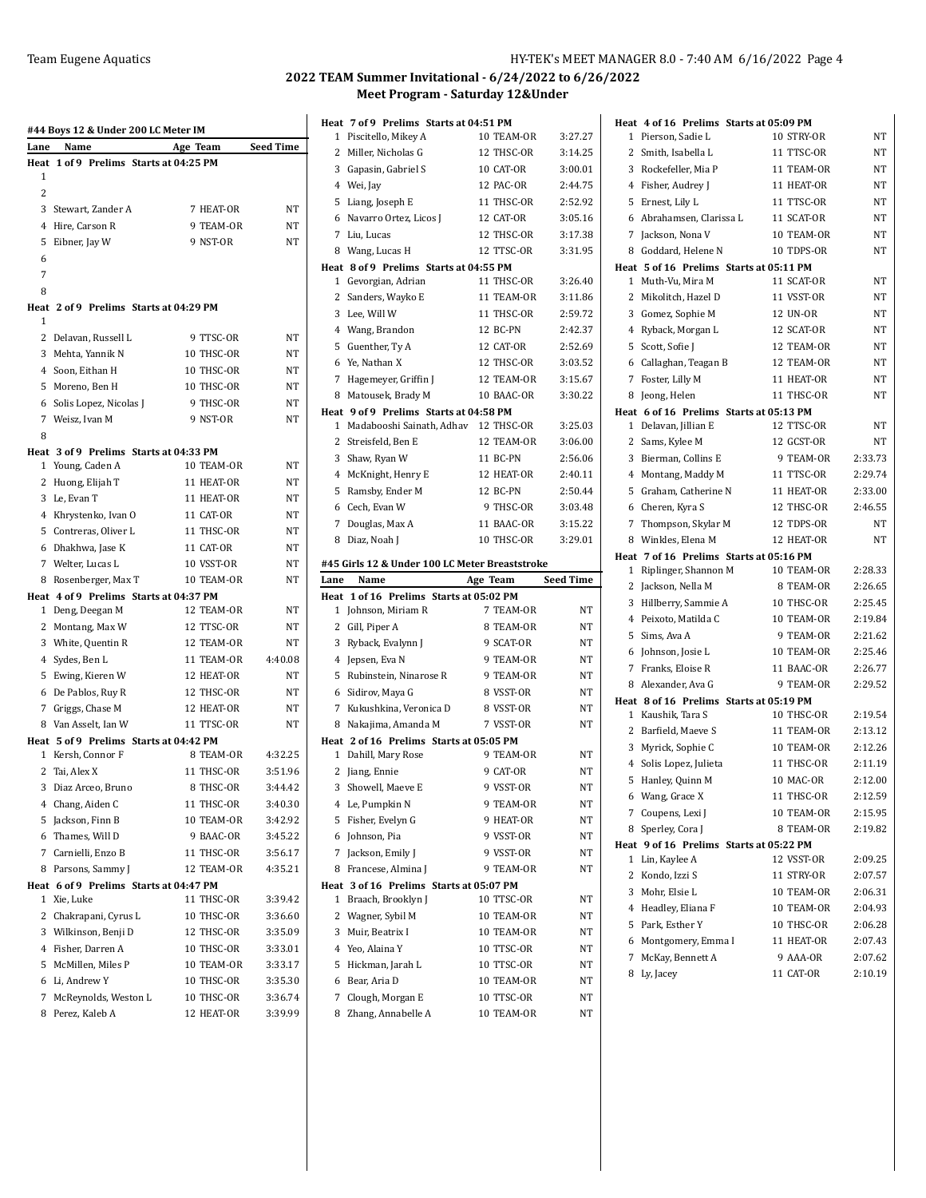## 2022 TEAM Summer Invitational - 6/24/2022 to 6/26/2022
### Meet Program - Saturday 12&Under

#### #44 Boys 12 & Under 200 LC Meter IM

| Lane | Name | Age | Team | Seed Time |
|---|---|---|---|---|
| **Heat 1 of 9 Prelims Starts at 04:25 PM** | | | | |
| 1 | | | | |
| 2 | | | | |
| 3 | Stewart, Zander A | 7 | HEAT-OR | NT |
| 4 | Hire, Carson R | 9 | TEAM-OR | NT |
| 5 | Eibner, Jay W | 9 | NST-OR | NT |
| 6 | | | | |
| 7 | | | | |
| 8 | | | | |
| **Heat 2 of 9 Prelims Starts at 04:29 PM** | | | | |
| 1 | | | | |
| 2 | Delavan, Russell L | 9 | TTSC-OR | NT |
| 3 | Mehta, Yannik N | 10 | THSC-OR | NT |
| 4 | Soon, Eithan H | 10 | THSC-OR | NT |
| 5 | Moreno, Ben H | 10 | THSC-OR | NT |
| 6 | Solis Lopez, Nicolas J | 9 | THSC-OR | NT |
| 7 | Weisz, Ivan M | 9 | NST-OR | NT |
| 8 | | | | |
| **Heat 3 of 9 Prelims Starts at 04:33 PM** | | | | |
| 1 | Young, Caden A | 10 | TEAM-OR | NT |
| 2 | Huong, Elijah T | 11 | HEAT-OR | NT |
| 3 | Le, Evan T | 11 | HEAT-OR | NT |
| 4 | Khrystenko, Ivan O | 11 | CAT-OR | NT |
| 5 | Contreras, Oliver L | 11 | THSC-OR | NT |
| 6 | Dhakhwa, Jase K | 11 | CAT-OR | NT |
| 7 | Welter, Lucas L | 10 | VSST-OR | NT |
| 8 | Rosenberger, Max T | 10 | TEAM-OR | NT |
| **Heat 4 of 9 Prelims Starts at 04:37 PM** | | | | |
| 1 | Deng, Deegan M | 12 | TEAM-OR | NT |
| 2 | Montang, Max W | 12 | TTSC-OR | NT |
| 3 | White, Quentin R | 12 | TEAM-OR | NT |
| 4 | Sydes, Ben L | 11 | TEAM-OR | 4:40.08 |
| 5 | Ewing, Kieren W | 12 | HEAT-OR | NT |
| 6 | De Pablos, Ruy R | 12 | THSC-OR | NT |
| 7 | Griggs, Chase M | 12 | HEAT-OR | NT |
| 8 | Van Asselt, Ian W | 11 | TTSC-OR | NT |
| **Heat 5 of 9 Prelims Starts at 04:42 PM** | | | | |
| 1 | Kersh, Connor F | 8 | TEAM-OR | 4:32.25 |
| 2 | Tai, Alex X | 11 | THSC-OR | 3:51.96 |
| 3 | Diaz Arceo, Bruno | 8 | THSC-OR | 3:44.42 |
| 4 | Chang, Aiden C | 11 | THSC-OR | 3:40.30 |
| 5 | Jackson, Finn B | 10 | TEAM-OR | 3:42.92 |
| 6 | Thames, Will D | 9 | BAAC-OR | 3:45.22 |
| 7 | Carnielli, Enzo B | 11 | THSC-OR | 3:56.17 |
| 8 | Parsons, Sammy J | 12 | TEAM-OR | 4:35.21 |
| **Heat 6 of 9 Prelims Starts at 04:47 PM** | | | | |
| 1 | Xie, Luke | 11 | THSC-OR | 3:39.42 |
| 2 | Chakrapani, Cyrus L | 10 | THSC-OR | 3:36.60 |
| 3 | Wilkinson, Benji D | 12 | THSC-OR | 3:35.09 |
| 4 | Fisher, Darren A | 10 | THSC-OR | 3:33.01 |
| 5 | McMillen, Miles P | 10 | TEAM-OR | 3:33.17 |
| 6 | Li, Andrew Y | 10 | THSC-OR | 3:35.30 |
| 7 | McReynolds, Weston L | 10 | THSC-OR | 3:36.74 |
| 8 | Perez, Kaleb A | 12 | HEAT-OR | 3:39.99 |
| **Heat 7 of 9 Prelims Starts at 04:51 PM** | | | | |
| 1 | Piscitello, Mikey A | 10 | TEAM-OR | 3:27.27 |
| 2 | Miller, Nicholas G | 12 | THSC-OR | 3:14.25 |
| 3 | Gapasin, Gabriel S | 10 | CAT-OR | 3:00.01 |
| 4 | Wei, Jay | 12 | PAC-OR | 2:44.75 |
| 5 | Liang, Joseph E | 11 | THSC-OR | 2:52.92 |
| 6 | Navarro Ortez, Licos J | 12 | CAT-OR | 3:05.16 |
| 7 | Liu, Lucas | 12 | THSC-OR | 3:17.38 |
| 8 | Wang, Lucas H | 12 | TTSC-OR | 3:31.95 |
| **Heat 8 of 9 Prelims Starts at 04:55 PM** | | | | |
| 1 | Gevorgian, Adrian | 11 | THSC-OR | 3:26.40 |
| 2 | Sanders, Wayko E | 11 | TEAM-OR | 3:11.86 |
| 3 | Lee, Will W | 11 | THSC-OR | 2:59.72 |
| 4 | Wang, Brandon | 12 | BC-PN | 2:42.37 |
| 5 | Guenther, Ty A | 12 | CAT-OR | 2:52.69 |
| 6 | Ye, Nathan X | 12 | THSC-OR | 3:03.52 |
| 7 | Hagemeyer, Griffin J | 12 | TEAM-OR | 3:15.67 |
| 8 | Matousek, Brady M | 10 | BAAC-OR | 3:30.22 |
| **Heat 9 of 9 Prelims Starts at 04:58 PM** | | | | |
| 1 | Madabooshi Sainath, Adhav | 12 | THSC-OR | 3:25.03 |
| 2 | Streisfeld, Ben E | 12 | TEAM-OR | 3:06.00 |
| 3 | Shaw, Ryan W | 11 | BC-PN | 2:56.06 |
| 4 | McKnight, Henry E | 12 | HEAT-OR | 2:40.11 |
| 5 | Ramsby, Ender M | 12 | BC-PN | 2:50.44 |
| 6 | Cech, Evan W | 9 | THSC-OR | 3:03.48 |
| 7 | Douglas, Max A | 11 | BAAC-OR | 3:15.22 |
| 8 | Diaz, Noah J | 10 | THSC-OR | 3:29.01 |

#### #45 Girls 12 & Under 100 LC Meter Breaststroke

| Lane | Name | Age | Team | Seed Time |
|---|---|---|---|---|
| **Heat 1 of 16 Prelims Starts at 05:02 PM** | | | | |
| 1 | Johnson, Miriam R | 7 | TEAM-OR | NT |
| 2 | Gill, Piper A | 8 | TEAM-OR | NT |
| 3 | Ryback, Evalynn J | 9 | SCAT-OR | NT |
| 4 | Jepsen, Eva N | 9 | TEAM-OR | NT |
| 5 | Rubinstein, Ninarose R | 9 | TEAM-OR | NT |
| 6 | Sidirov, Maya G | 8 | VSST-OR | NT |
| 7 | Kukushkina, Veronica D | 8 | VSST-OR | NT |
| 8 | Nakajima, Amanda M | 7 | VSST-OR | NT |
| **Heat 2 of 16 Prelims Starts at 05:05 PM** | | | | |
| 1 | Dahill, Mary Rose | 9 | TEAM-OR | NT |
| 2 | Jiang, Ennie | 9 | CAT-OR | NT |
| 3 | Showell, Maeve E | 9 | VSST-OR | NT |
| 4 | Le, Pumpkin N | 9 | TEAM-OR | NT |
| 5 | Fisher, Evelyn G | 9 | HEAT-OR | NT |
| 6 | Johnson, Pia | 9 | VSST-OR | NT |
| 7 | Jackson, Emily J | 9 | VSST-OR | NT |
| 8 | Francese, Almina J | 9 | TEAM-OR | NT |
| **Heat 3 of 16 Prelims Starts at 05:07 PM** | | | | |
| 1 | Braach, Brooklyn J | 10 | TTSC-OR | NT |
| 2 | Wagner, Sybil M | 10 | TEAM-OR | NT |
| 3 | Muir, Beatrix I | 10 | TEAM-OR | NT |
| 4 | Yeo, Alaina Y | 10 | TTSC-OR | NT |
| 5 | Hickman, Jarah L | 10 | TTSC-OR | NT |
| 6 | Bear, Aria D | 10 | TEAM-OR | NT |
| 7 | Clough, Morgan E | 10 | TTSC-OR | NT |
| 8 | Zhang, Annabelle A | 10 | TEAM-OR | NT |
| **Heat 4 of 16 Prelims Starts at 05:09 PM** | | | | |
| 1 | Pierson, Sadie L | 10 | STRY-OR | NT |
| 2 | Smith, Isabella L | 11 | TTSC-OR | NT |
| 3 | Rockefeller, Mia P | 11 | TEAM-OR | NT |
| 4 | Fisher, Audrey J | 11 | HEAT-OR | NT |
| 5 | Ernest, Lily L | 11 | TTSC-OR | NT |
| 6 | Abrahamsen, Clarissa L | 11 | SCAT-OR | NT |
| 7 | Jackson, Nona V | 10 | TEAM-OR | NT |
| 8 | Goddard, Helene N | 10 | TDPS-OR | NT |
| **Heat 5 of 16 Prelims Starts at 05:11 PM** | | | | |
| 1 | Muth-Vu, Mira M | 11 | SCAT-OR | NT |
| 2 | Mikolitch, Hazel D | 11 | VSST-OR | NT |
| 3 | Gomez, Sophie M | 12 | UN-OR | NT |
| 4 | Ryback, Morgan L | 12 | SCAT-OR | NT |
| 5 | Scott, Sofie J | 12 | TEAM-OR | NT |
| 6 | Callaghan, Teagan B | 12 | TEAM-OR | NT |
| 7 | Foster, Lilly M | 11 | HEAT-OR | NT |
| 8 | Jeong, Helen | 11 | THSC-OR | NT |
| **Heat 6 of 16 Prelims Starts at 05:13 PM** | | | | |
| 1 | Delavan, Jillian E | 12 | TTSC-OR | NT |
| 2 | Sams, Kylee M | 12 | GCST-OR | NT |
| 3 | Bierman, Collins E | 9 | TEAM-OR | 2:33.73 |
| 4 | Montang, Maddy M | 11 | TTSC-OR | 2:29.74 |
| 5 | Graham, Catherine N | 11 | HEAT-OR | 2:33.00 |
| 6 | Cheren, Kyra S | 12 | THSC-OR | 2:46.55 |
| 7 | Thompson, Skylar M | 12 | TDPS-OR | NT |
| 8 | Winkles, Elena M | 12 | HEAT-OR | NT |
| **Heat 7 of 16 Prelims Starts at 05:16 PM** | | | | |
| 1 | Riplinger, Shannon M | 10 | TEAM-OR | 2:28.33 |
| 2 | Jackson, Nella M | 8 | TEAM-OR | 2:26.65 |
| 3 | Hillberry, Sammie A | 10 | THSC-OR | 2:25.45 |
| 4 | Peixoto, Matilda C | 10 | TEAM-OR | 2:19.84 |
| 5 | Sims, Ava A | 9 | TEAM-OR | 2:21.62 |
| 6 | Johnson, Josie L | 10 | TEAM-OR | 2:25.46 |
| 7 | Franks, Eloise R | 11 | BAAC-OR | 2:26.77 |
| 8 | Alexander, Ava G | 9 | TEAM-OR | 2:29.52 |
| **Heat 8 of 16 Prelims Starts at 05:19 PM** | | | | |
| 1 | Kaushik, Tara S | 10 | THSC-OR | 2:19.54 |
| 2 | Barfield, Maeve S | 11 | TEAM-OR | 2:13.12 |
| 3 | Myrick, Sophie C | 10 | TEAM-OR | 2:12.26 |
| 4 | Solis Lopez, Julieta | 11 | THSC-OR | 2:11.19 |
| 5 | Hanley, Quinn M | 10 | MAC-OR | 2:12.00 |
| 6 | Wang, Grace X | 11 | THSC-OR | 2:12.59 |
| 7 | Coupens, Lexi J | 10 | TEAM-OR | 2:15.95 |
| 8 | Sperley, Cora J | 8 | TEAM-OR | 2:19.82 |
| **Heat 9 of 16 Prelims Starts at 05:22 PM** | | | | |
| 1 | Lin, Kaylee A | 12 | VSST-OR | 2:09.25 |
| 2 | Kondo, Izzi S | 11 | STRY-OR | 2:07.57 |
| 3 | Mohr, Elsie L | 10 | TEAM-OR | 2:06.31 |
| 4 | Headley, Eliana F | 10 | TEAM-OR | 2:04.93 |
| 5 | Park, Esther Y | 10 | THSC-OR | 2:06.28 |
| 6 | Montgomery, Emma I | 11 | HEAT-OR | 2:07.43 |
| 7 | McKay, Bennett A | 9 | AAA-OR | 2:07.62 |
| 8 | Ly, Jacey | 11 | CAT-OR | 2:10.19 |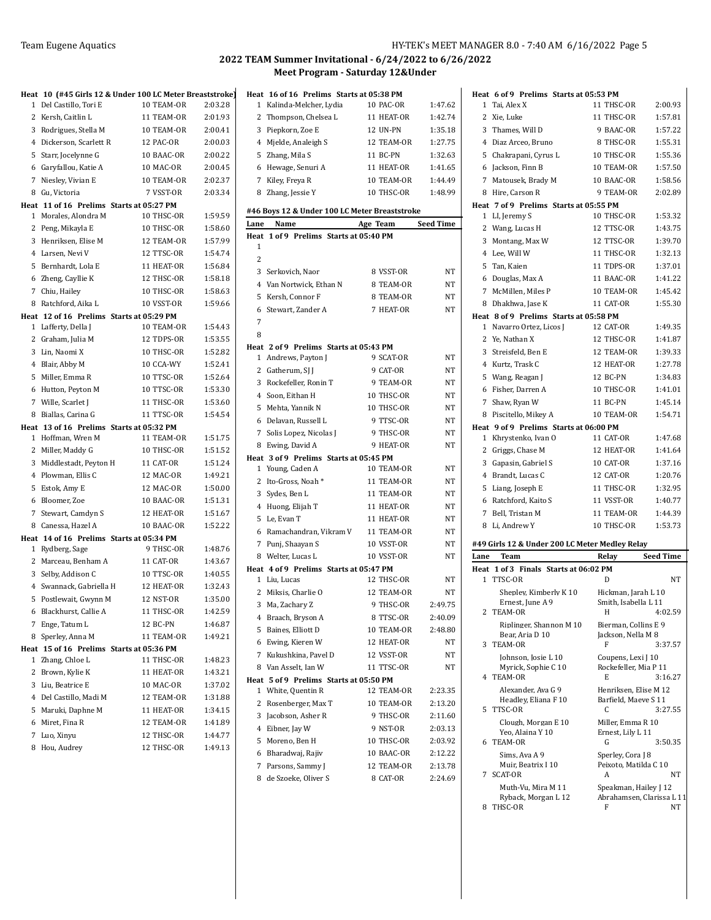## 2022 TEAM Summer Invitational - 6/24/2022 to 6/26/2022
### Meet Program - Saturday 12&Under

**Heat 10 (#45 Girls 12 & Under 100 LC Meter Breaststroke)**

| Lane | Name | Age | Team | Seed Time |
|---|---|---|---|---|
| 1 | Del Castillo, Tori E | 10 | TEAM-OR | 2:03.28 |
| 2 | Kersh, Caitlin L | 11 | TEAM-OR | 2:01.93 |
| 3 | Rodrigues, Stella M | 10 | TEAM-OR | 2:00.41 |
| 4 | Dickerson, Scarlett R | 12 | PAC-OR | 2:00.03 |
| 5 | Starr, Jocelynne G | 10 | BAAC-OR | 2:00.22 |
| 6 | Garyfallou, Katie A | 10 | MAC-OR | 2:00.45 |
| 7 | Niesley, Vivian E | 10 | TEAM-OR | 2:02.37 |
| 8 | Gu, Victoria | 7 | VSST-OR | 2:03.34 |

**Heat 11 of 16 Prelims Starts at 05:27 PM**

| Lane | Name | Age | Team | Seed Time |
|---|---|---|---|---|
| 1 | Morales, Alondra M | 10 | THSC-OR | 1:59.59 |
| 2 | Peng, Mikayla E | 10 | THSC-OR | 1:58.60 |
| 3 | Henriksen, Elise M | 12 | TEAM-OR | 1:57.99 |
| 4 | Larsen, Nevi V | 12 | TTSC-OR | 1:54.74 |
| 5 | Bernhardt, Lola E | 11 | HEAT-OR | 1:56.84 |
| 6 | Zheng, Cayllie K | 12 | THSC-OR | 1:58.18 |
| 7 | Chiu, Hailey | 10 | THSC-OR | 1:58.63 |
| 8 | Ratchford, Aika L | 10 | VSST-OR | 1:59.66 |

**Heat 12 of 16 Prelims Starts at 05:29 PM**

| Lane | Name | Age | Team | Seed Time |
|---|---|---|---|---|
| 1 | Lafferty, Della J | 10 | TEAM-OR | 1:54.43 |
| 2 | Graham, Julia M | 12 | TDPS-OR | 1:53.55 |
| 3 | Lin, Naomi X | 10 | THSC-OR | 1:52.82 |
| 4 | Blair, Abby M | 10 | CCA-WY | 1:52.41 |
| 5 | Miller, Emma R | 10 | TTSC-OR | 1:52.64 |
| 6 | Hutton, Peyton M | 10 | TTSC-OR | 1:53.30 |
| 7 | Wille, Scarlet J | 11 | THSC-OR | 1:53.60 |
| 8 | Biallas, Carina G | 11 | TTSC-OR | 1:54.54 |

**Heat 13 of 16 Prelims Starts at 05:32 PM**

| Lane | Name | Age | Team | Seed Time |
|---|---|---|---|---|
| 1 | Hoffman, Wren M | 11 | TEAM-OR | 1:51.75 |
| 2 | Miller, Maddy G | 10 | THSC-OR | 1:51.52 |
| 3 | Middlestadt, Peyton H | 11 | CAT-OR | 1:51.24 |
| 4 | Plowman, Ellis C | 12 | MAC-OR | 1:49.21 |
| 5 | Estok, Amy E | 12 | MAC-OR | 1:50.00 |
| 6 | Bloomer, Zoe | 10 | BAAC-OR | 1:51.31 |
| 7 | Stewart, Camdyn S | 12 | HEAT-OR | 1:51.67 |
| 8 | Canessa, Hazel A | 10 | BAAC-OR | 1:52.22 |

**Heat 14 of 16 Prelims Starts at 05:34 PM**

| Lane | Name | Age | Team | Seed Time |
|---|---|---|---|---|
| 1 | Rydberg, Sage | 9 | THSC-OR | 1:48.76 |
| 2 | Marceau, Benham A | 11 | CAT-OR | 1:43.67 |
| 3 | Selby, Addison C | 10 | TTSC-OR | 1:40.55 |
| 4 | Swannack, Gabriella H | 12 | HEAT-OR | 1:32.43 |
| 5 | Postlewait, Gwynn M | 12 | NST-OR | 1:35.00 |
| 6 | Blackhurst, Callie A | 11 | THSC-OR | 1:42.59 |
| 7 | Enge, Tatum L | 12 | BC-PN | 1:46.87 |
| 8 | Sperley, Anna M | 11 | TEAM-OR | 1:49.21 |

**Heat 15 of 16 Prelims Starts at 05:36 PM**

| Lane | Name | Age | Team | Seed Time |
|---|---|---|---|---|
| 1 | Zhang, Chloe L | 11 | THSC-OR | 1:48.23 |
| 2 | Brown, Kylie K | 11 | HEAT-OR | 1:43.21 |
| 3 | Liu, Beatrice E | 10 | MAC-OR | 1:37.02 |
| 4 | Del Castillo, Madi M | 12 | TEAM-OR | 1:31.88 |
| 5 | Maruki, Daphne M | 11 | HEAT-OR | 1:34.15 |
| 6 | Miret, Fina R | 12 | TEAM-OR | 1:41.89 |
| 7 | Luo, Xinyu | 12 | THSC-OR | 1:44.77 |
| 8 | Hou, Audrey | 12 | THSC-OR | 1:49.13 |

**Heat 16 of 16 Prelims Starts at 05:38 PM**

| Lane | Name | Age | Team | Seed Time |
|---|---|---|---|---|
| 1 | Kalinda-Melcher, Lydia | 10 | PAC-OR | 1:47.62 |
| 2 | Thompson, Chelsea L | 11 | HEAT-OR | 1:42.74 |
| 3 | Piepkorn, Zoe E | 12 | UN-PN | 1:35.18 |
| 4 | Mjelde, Analeigh S | 12 | TEAM-OR | 1:27.75 |
| 5 | Zhang, Mila S | 11 | BC-PN | 1:32.63 |
| 6 | Hewage, Senuri A | 11 | HEAT-OR | 1:41.65 |
| 7 | Kiley, Freya R | 10 | TEAM-OR | 1:44.49 |
| 8 | Zhang, Jessie Y | 10 | THSC-OR | 1:48.99 |

### #46 Boys 12 & Under 100 LC Meter Breaststroke

**Heat 1 of 9 Prelims Starts at 05:40 PM**

| Lane | Name | Age | Team | Seed Time |
|---|---|---|---|---|
| 1 | | | | |
| 2 | | | | |
| 3 | Serkovich, Naor | 8 | VSST-OR | NT |
| 4 | Van Nortwick, Ethan N | 8 | TEAM-OR | NT |
| 5 | Kersh, Connor F | 8 | TEAM-OR | NT |
| 6 | Stewart, Zander A | 7 | HEAT-OR | NT |
| 7 | | | | |
| 8 | | | | |

**Heat 2 of 9 Prelims Starts at 05:43 PM**

| Lane | Name | Age | Team | Seed Time |
|---|---|---|---|---|
| 1 | Andrews, Payton J | 9 | SCAT-OR | NT |
| 2 | Gatherum, SJ J | 9 | CAT-OR | NT |
| 3 | Rockefeller, Ronin T | 9 | TEAM-OR | NT |
| 4 | Soon, Eithan H | 10 | THSC-OR | NT |
| 5 | Mehta, Yannik N | 10 | THSC-OR | NT |
| 6 | Delavan, Russell L | 9 | TTSC-OR | NT |
| 7 | Solis Lopez, Nicolas J | 9 | THSC-OR | NT |
| 8 | Ewing, David A | 9 | HEAT-OR | NT |

**Heat 3 of 9 Prelims Starts at 05:45 PM**

| Lane | Name | Age | Team | Seed Time |
|---|---|---|---|---|
| 1 | Young, Caden A | 10 | TEAM-OR | NT |
| 2 | Ito-Gross, Noah * | 11 | TEAM-OR | NT |
| 3 | Sydes, Ben L | 11 | TEAM-OR | NT |
| 4 | Huong, Elijah T | 11 | HEAT-OR | NT |
| 5 | Le, Evan T | 11 | HEAT-OR | NT |
| 6 | Ramachandran, Vikram V | 11 | TEAM-OR | NT |
| 7 | Punj, Shaayan S | 10 | VSST-OR | NT |
| 8 | Welter, Lucas L | 10 | VSST-OR | NT |

**Heat 4 of 9 Prelims Starts at 05:47 PM**

| Lane | Name | Age | Team | Seed Time |
|---|---|---|---|---|
| 1 | Liu, Lucas | 12 | THSC-OR | NT |
| 2 | Miksis, Charlie O | 12 | TEAM-OR | NT |
| 3 | Ma, Zachary Z | 9 | THSC-OR | 2:49.75 |
| 4 | Braach, Bryson A | 8 | TTSC-OR | 2:40.09 |
| 5 | Baines, Elliott D | 10 | TEAM-OR | 2:48.80 |
| 6 | Ewing, Kieren W | 12 | HEAT-OR | NT |
| 7 | Kukushkina, Pavel D | 12 | VSST-OR | NT |
| 8 | Van Asselt, Ian W | 11 | TTSC-OR | NT |

**Heat 5 of 9 Prelims Starts at 05:50 PM**

| Lane | Name | Age | Team | Seed Time |
|---|---|---|---|---|
| 1 | White, Quentin R | 12 | TEAM-OR | 2:23.35 |
| 2 | Rosenberger, Max T | 10 | TEAM-OR | 2:13.20 |
| 3 | Jacobson, Asher R | 9 | THSC-OR | 2:11.60 |
| 4 | Eibner, Jay W | 9 | NST-OR | 2:03.13 |
| 5 | Moreno, Ben H | 10 | THSC-OR | 2:03.92 |
| 6 | Bharadwaj, Rajiv | 10 | BAAC-OR | 2:12.22 |
| 7 | Parsons, Sammy J | 12 | TEAM-OR | 2:13.78 |
| 8 | de Szoeke, Oliver S | 8 | CAT-OR | 2:24.69 |

**Heat 6 of 9 Prelims Starts at 05:53 PM**

| Lane | Name | Age | Team | Seed Time |
|---|---|---|---|---|
| 1 | Tai, Alex X | 11 | THSC-OR | 2:00.93 |
| 2 | Xie, Luke | 11 | THSC-OR | 1:57.81 |
| 3 | Thames, Will D | 9 | BAAC-OR | 1:57.22 |
| 4 | Diaz Arceo, Bruno | 8 | THSC-OR | 1:55.31 |
| 5 | Chakrapani, Cyrus L | 10 | THSC-OR | 1:55.36 |
| 6 | Jackson, Finn B | 10 | TEAM-OR | 1:57.50 |
| 7 | Matousek, Brady M | 10 | BAAC-OR | 1:58.56 |
| 8 | Hire, Carson R | 9 | TEAM-OR | 2:02.89 |

**Heat 7 of 9 Prelims Starts at 05:55 PM**

| Lane | Name | Age | Team | Seed Time |
|---|---|---|---|---|
| 1 | LI, Jeremy S | 10 | THSC-OR | 1:53.32 |
| 2 | Wang, Lucas H | 12 | TTSC-OR | 1:43.75 |
| 3 | Montang, Max W | 12 | TTSC-OR | 1:39.70 |
| 4 | Lee, Will W | 11 | THSC-OR | 1:32.13 |
| 5 | Tan, Kaien | 11 | TDPS-OR | 1:37.01 |
| 6 | Douglas, Max A | 11 | BAAC-OR | 1:41.22 |
| 7 | McMillen, Miles P | 10 | TEAM-OR | 1:45.42 |
| 8 | Dhakhwa, Jase K | 11 | CAT-OR | 1:55.30 |

**Heat 8 of 9 Prelims Starts at 05:58 PM**

| Lane | Name | Age | Team | Seed Time |
|---|---|---|---|---|
| 1 | Navarro Ortez, Licos J | 12 | CAT-OR | 1:49.35 |
| 2 | Ye, Nathan X | 12 | THSC-OR | 1:41.87 |
| 3 | Streisfeld, Ben E | 12 | TEAM-OR | 1:39.33 |
| 4 | Kurtz, Trask C | 12 | HEAT-OR | 1:27.78 |
| 5 | Wang, Reagan J | 12 | BC-PN | 1:34.83 |
| 6 | Fisher, Darren A | 10 | THSC-OR | 1:41.01 |
| 7 | Shaw, Ryan W | 11 | BC-PN | 1:45.14 |
| 8 | Piscitello, Mikey A | 10 | TEAM-OR | 1:54.71 |

**Heat 9 of 9 Prelims Starts at 06:00 PM**

| Lane | Name | Age | Team | Seed Time |
|---|---|---|---|---|
| 1 | Khrystenko, Ivan O | 11 | CAT-OR | 1:47.68 |
| 2 | Griggs, Chase M | 12 | HEAT-OR | 1:41.64 |
| 3 | Gapasin, Gabriel S | 10 | CAT-OR | 1:37.16 |
| 4 | Brandt, Lucas C | 12 | CAT-OR | 1:20.76 |
| 5 | Liang, Joseph E | 11 | THSC-OR | 1:32.95 |
| 6 | Ratchford, Kaito S | 11 | VSST-OR | 1:40.77 |
| 7 | Bell, Tristan M | 11 | TEAM-OR | 1:44.39 |
| 8 | Li, Andrew Y | 10 | THSC-OR | 1:53.73 |

### #49 Girls 12 & Under 200 LC Meter Medley Relay

**Heat 1 of 3 Finals Starts at 06:02 PM**

| Lane | Team | Relay | Seed Time |
|---|---|---|---|
| 1 | TTSC-OR | D | NT |
| | Shepley, Kimberly K 10; Hickman, Jarah L 10; Ernest, June A 9; Smith, Isabella L 11 | | |
| 2 | TEAM-OR | H | 4:02.59 |
| | Riplinger, Shannon M 10; Bierman, Collins E 9; Bear, Aria D 10; Jackson, Nella M 8 | | |
| 3 | TEAM-OR | F | 3:37.57 |
| | Johnson, Josie L 10; Coupens, Lexi J 10; Myrick, Sophie C 10; Rockefeller, Mia P 11 | | |
| 4 | TEAM-OR | E | 3:16.27 |
| | Alexander, Ava G 9; Henriksen, Elise M 12; Headley, Eliana F 10; Barfield, Maeve S 11 | | |
| 5 | TTSC-OR | C | 3:27.55 |
| | Clough, Morgan E 10; Miller, Emma R 10; Yeo, Alaina Y 10; Ernest, Lily L 11 | | |
| 6 | TEAM-OR | G | 3:50.35 |
| | Sims, Ava A 9; Sperley, Cora J 8; Muir, Beatrix I 10; Peixoto, Matilda C 10 | | |
| 7 | SCAT-OR | A | NT |
| | Muth-Vu, Mira M 11; Speakman, Hailey J 12; Ryback, Morgan L 12; Abrahamsen, Clarissa L 11 | | |
| 8 | THSC-OR | F | NT |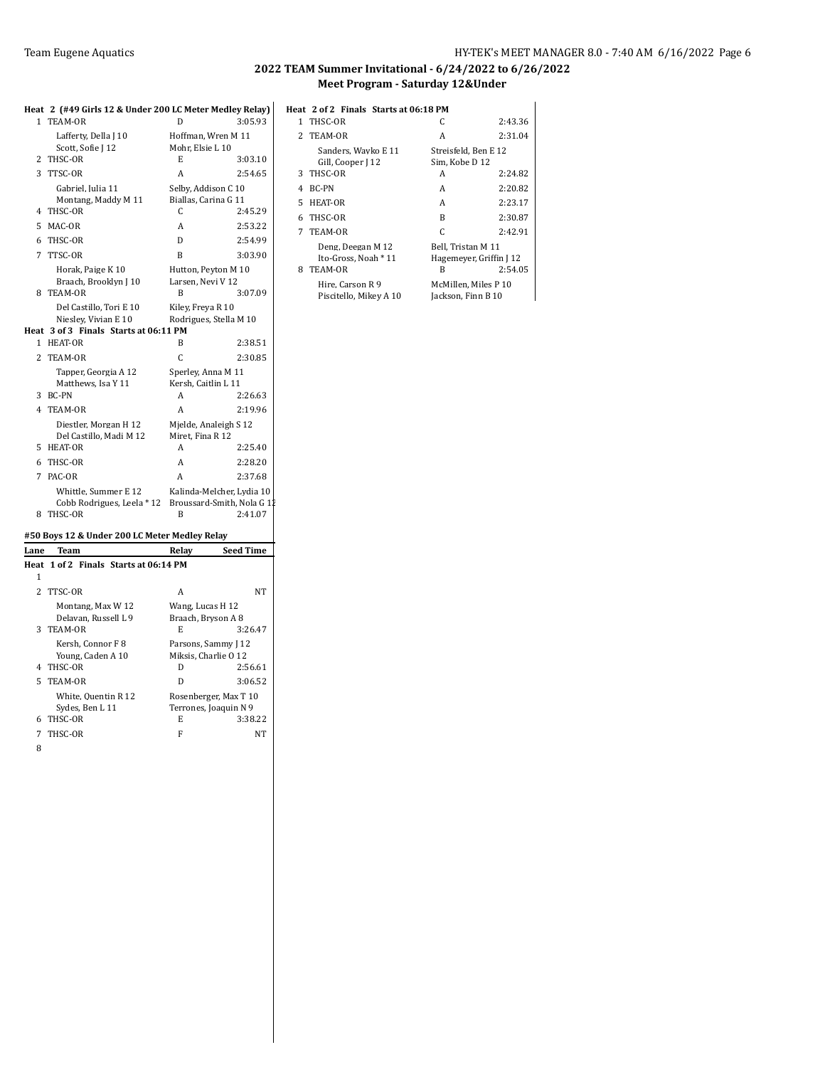## 2022 TEAM Summer Invitational - 6/24/2022 to 6/26/2022

### Meet Program - Saturday 12&Under

**Heat 2 (#49 Girls 12 & Under 200 LC Meter Medley Relay)**

| Lane | Team | Relay | Seed Time |
|---|---|---|---|
| 1 | TEAM-OR | D | 3:05.93 |
| | Lafferty, Della J 10 | Hoffman, Wren M 11 | |
| | Scott, Sofie J 12 | Mohr, Elsie L 10 | |
| 2 | THSC-OR | E | 3:03.10 |
| 3 | TTSC-OR | A | 2:54.65 |
| | Gabriel, Julia 11 | Selby, Addison C 10 | |
| | Montang, Maddy M 11 | Biallas, Carina G 11 | |
| 4 | THSC-OR | C | 2:45.29 |
| 5 | MAC-OR | A | 2:53.22 |
| 6 | THSC-OR | D | 2:54.99 |
| 7 | TTSC-OR | B | 3:03.90 |
| | Horak, Paige K 10 | Hutton, Peyton M 10 | |
| | Braach, Brooklyn J 10 | Larsen, Nevi V 12 | |
| 8 | TEAM-OR | B | 3:07.09 |
| | Del Castillo, Tori E 10 | Kiley, Freya R 10 | |
| | Niesley, Vivian E 10 | Rodrigues, Stella M 10 | |

**Heat 3 of 3 Finals Starts at 06:11 PM**

| Lane | Team | Relay | Seed Time |
|---|---|---|---|
| 1 | HEAT-OR | B | 2:38.51 |
| 2 | TEAM-OR | C | 2:30.85 |
| | Tapper, Georgia A 12 | Sperley, Anna M 11 | |
| | Matthews, Isa Y 11 | Kersh, Caitlin L 11 | |
| 3 | BC-PN | A | 2:26.63 |
| 4 | TEAM-OR | A | 2:19.96 |
| | Diestler, Morgan H 12 | Mjelde, Analeigh S 12 | |
| | Del Castillo, Madi M 12 | Miret, Fina R 12 | |
| 5 | HEAT-OR | A | 2:25.40 |
| 6 | THSC-OR | A | 2:28.20 |
| 7 | PAC-OR | A | 2:37.68 |
| | Whittle, Summer E 12 | Kalinda-Melcher, Lydia 10 | |
| | Cobb Rodrigues, Leela * 12 | Broussard-Smith, Nola G 12 | |
| 8 | THSC-OR | B | 2:41.07 |

#### #50 Boys 12 & Under 200 LC Meter Medley Relay

**Heat 1 of 2 Finals Starts at 06:14 PM**

| Lane | Team | Relay | Seed Time |
|---|---|---|---|
| 1 | | | |
| 2 | TTSC-OR | A | NT |
| | Montang, Max W 12 | Wang, Lucas H 12 | |
| | Delavan, Russell L 9 | Braach, Bryson A 8 | |
| 3 | TEAM-OR | E | 3:26.47 |
| | Kersh, Connor F 8 | Parsons, Sammy J 12 | |
| | Young, Caden A 10 | Miksis, Charlie O 12 | |
| 4 | THSC-OR | D | 2:56.61 |
| 5 | TEAM-OR | D | 3:06.52 |
| | White, Quentin R 12 | Rosenberger, Max T 10 | |
| | Sydes, Ben L 11 | Terrones, Joaquin N 9 | |
| 6 | THSC-OR | E | 3:38.22 |
| 7 | THSC-OR | F | NT |
| 8 | | | |

**Heat 2 of 2 Finals Starts at 06:18 PM**

| Lane | Team | Relay | Seed Time |
|---|---|---|---|
| 1 | THSC-OR | C | 2:43.36 |
| 2 | TEAM-OR | A | 2:31.04 |
| | Sanders, Wayko E 11 | Streisfeld, Ben E 12 | |
| | Gill, Cooper J 12 | Sim, Kobe D 12 | |
| 3 | THSC-OR | A | 2:24.82 |
| 4 | BC-PN | A | 2:20.82 |
| 5 | HEAT-OR | A | 2:23.17 |
| 6 | THSC-OR | B | 2:30.87 |
| 7 | TEAM-OR | C | 2:42.91 |
| | Deng, Deegan M 12 | Bell, Tristan M 11 | |
| | Ito-Gross, Noah * 11 | Hagemeyer, Griffin J 12 | |
| 8 | TEAM-OR | B | 2:54.05 |
| | Hire, Carson R 9 | McMillen, Miles P 10 | |
| | Piscitello, Mikey A 10 | Jackson, Finn B 10 | |